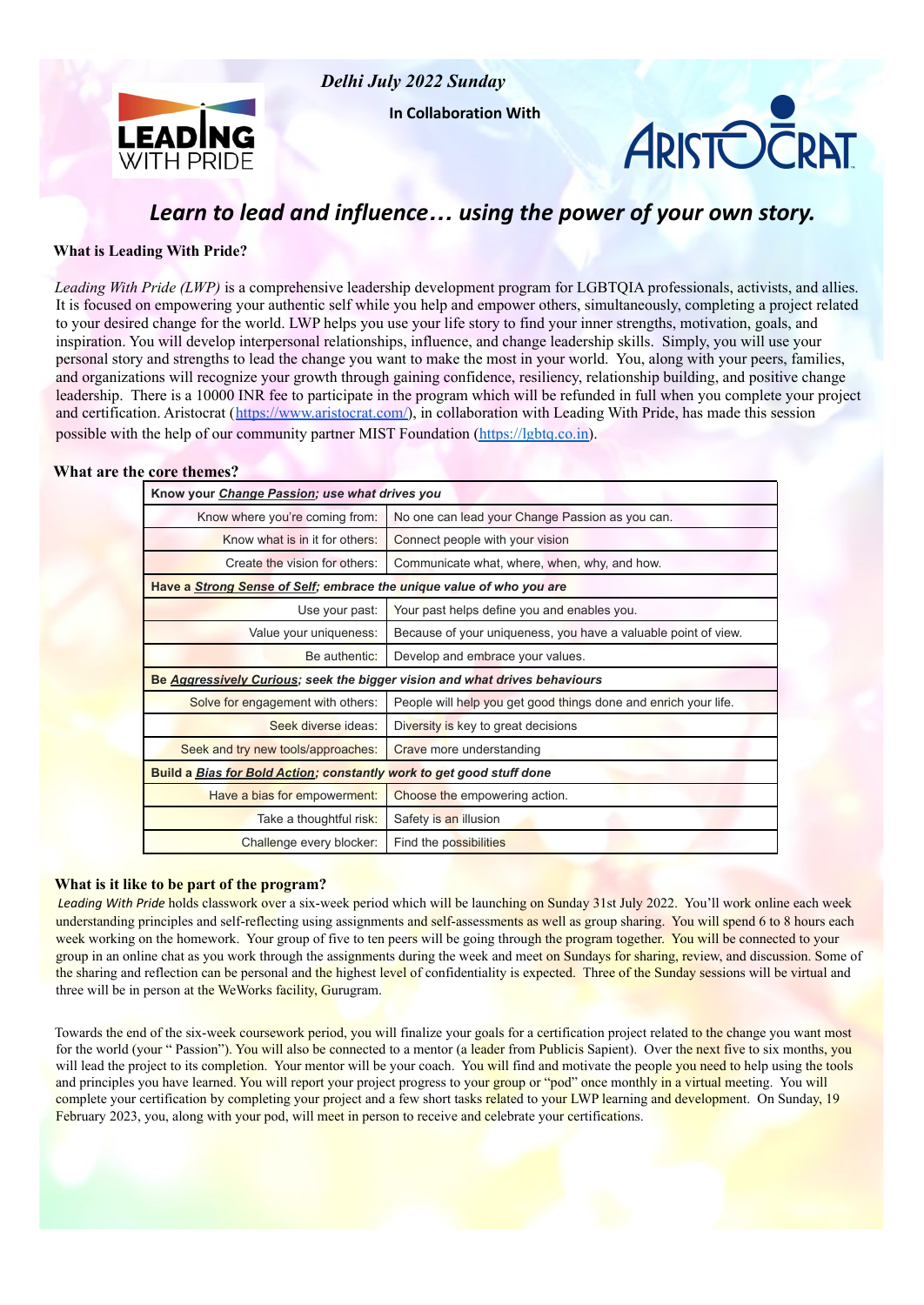*Delhi July 2022 Sunday*

**In Collaboration With**

LEADING WITH PRIDE

ARISTOCRAT

## *Learn to lead and influence… using the power of your own story.*

### What is Leading With Pride?

*Leading With Pride (LWP)* is a comprehensive leadership development program for LGBTQIA professionals, activists, and allies. It is focused on empowering your authentic self while you help and empower others, simultaneously, completing a project related to your desired change for the world. LWP helps you use your life story to find your inner strengths, motivation, goals, and inspiration. You will develop interpersonal relationships, influence, and change leadership skills. Simply, you will use your personal story and strengths to lead the change you want to make the most in your world. You, along with your peers, families, and organizations will recognize your growth through gaining confidence, resiliency, relationship building, and positive change leadership. There is a 10000 INR fee to participate in the program which will be refunded in full when you complete your project and certification. Aristocrat (https://www.aristocrat.com/), in collaboration with Leading With Pride, has made this session possible with the help of our community partner MIST Foundation (https://lgbtq.co.in).

### What are the core themes?

| **Know your *Change Passion*; use what drives you** | |
|---|---|
| Know where you're coming from: | No one can lead your Change Passion as you can. |
| Know what is in it for others: | Connect people with your vision |
| Create the vision for others: | Communicate what, where, when, why, and how. |
| **Have a *Strong Sense of Self*; embrace the unique value of who you are** | |
| Use your past: | Your past helps define you and enables you. |
| Value your uniqueness: | Because of your uniqueness, you have a valuable point of view. |
| Be authentic: | Develop and embrace your values. |
| **Be *Aggressively Curious*; seek the bigger vision and what drives behaviours** | |
| Solve for engagement with others: | People will help you get good things done and enrich your life. |
| Seek diverse ideas: | Diversity is key to great decisions |
| Seek and try new tools/approaches: | Crave more understanding |
| **Build a *Bias for Bold Action*; constantly work to get good stuff done** | |
| Have a bias for empowerment: | Choose the empowering action. |
| Take a thoughtful risk: | Safety is an illusion |
| Challenge every blocker: | Find the possibilities |

### What is it like to be part of the program?

*Leading With Pride* holds classwork over a six-week period which will be launching on Sunday 31st July 2022. You'll work online each week understanding principles and self-reflecting using assignments and self-assessments as well as group sharing. You will spend 6 to 8 hours each week working on the homework. Your group of five to ten peers will be going through the program together. You will be connected to your group in an online chat as you work through the assignments during the week and meet on Sundays for sharing, review, and discussion. Some of the sharing and reflection can be personal and the highest level of confidentiality is expected. Three of the Sunday sessions will be virtual and three will be in person at the WeWorks facility, Gurugram.

Towards the end of the six-week coursework period, you will finalize your goals for a certification project related to the change you want most for the world (your " Passion"). You will also be connected to a mentor (a leader from Publicis Sapient). Over the next five to six months, you will lead the project to its completion. Your mentor will be your coach. You will find and motivate the people you need to help using the tools and principles you have learned. You will report your project progress to your group or "pod" once monthly in a virtual meeting. You will complete your certification by completing your project and a few short tasks related to your LWP learning and development. On Sunday, 19 February 2023, you, along with your pod, will meet in person to receive and celebrate your certifications.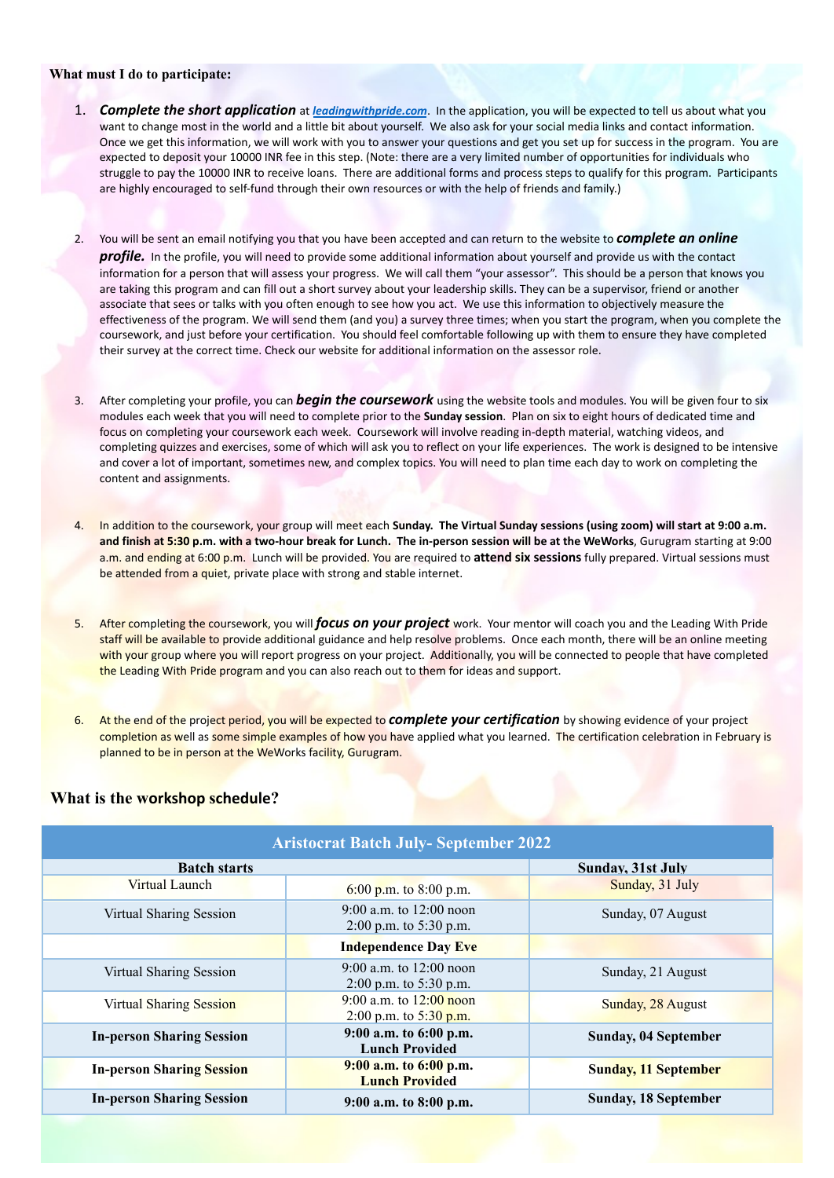**What must I do to participate:**

1. ***Complete the short application*** at [***leadingwithpride.com***](leadingwithpride.com). In the application, you will be expected to tell us about what you want to change most in the world and a little bit about yourself. We also ask for your social media links and contact information. Once we get this information, we will work with you to answer your questions and get you set up for success in the program. You are expected to deposit your 10000 INR fee in this step. (Note: there are a very limited number of opportunities for individuals who struggle to pay the 10000 INR to receive loans. There are additional forms and process steps to qualify for this program. Participants are highly encouraged to self-fund through their own resources or with the help of friends and family.)

2. You will be sent an email notifying you that you have been accepted and can return to the website to ***complete an online profile.*** In the profile, you will need to provide some additional information about yourself and provide us with the contact information for a person that will assess your progress. We will call them "your assessor". This should be a person that knows you are taking this program and can fill out a short survey about your leadership skills. They can be a supervisor, friend or another associate that sees or talks with you often enough to see how you act. We use this information to objectively measure the effectiveness of the program. We will send them (and you) a survey three times; when you start the program, when you complete the coursework, and just before your certification. You should feel comfortable following up with them to ensure they have completed their survey at the correct time. Check our website for additional information on the assessor role.

3. After completing your profile, you can ***begin the coursework*** using the website tools and modules. You will be given four to six modules each week that you will need to complete prior to the **Sunday session**. Plan on six to eight hours of dedicated time and focus on completing your coursework each week. Coursework will involve reading in-depth material, watching videos, and completing quizzes and exercises, some of which will ask you to reflect on your life experiences. The work is designed to be intensive and cover a lot of important, sometimes new, and complex topics. You will need to plan time each day to work on completing the content and assignments.

4. In addition to the coursework, your group will meet each **Sunday. The Virtual Sunday sessions (using zoom) will start at 9:00 a.m. and finish at 5:30 p.m. with a two-hour break for Lunch. The in-person session will be at the WeWorks**, Gurugram starting at 9:00 a.m. and ending at 6:00 p.m. Lunch will be provided. You are required to **attend six sessions** fully prepared. Virtual sessions must be attended from a quiet, private place with strong and stable internet.

5. After completing the coursework, you will ***focus on your project*** work. Your mentor will coach you and the Leading With Pride staff will be available to provide additional guidance and help resolve problems. Once each month, there will be an online meeting with your group where you will report progress on your project. Additionally, you will be connected to people that have completed the Leading With Pride program and you can also reach out to them for ideas and support.

6. At the end of the project period, you will be expected to ***complete your certification*** by showing evidence of your project completion as well as some simple examples of how you have applied what you learned. The certification celebration in February is planned to be in person at the WeWorks facility, Gurugram.

## What is the workshop schedule?

| Aristocrat Batch July- September 2022 | | |
|---|---|---|
| **Batch starts** | | **Sunday, 31st July** |
| Virtual Launch | 6:00 p.m. to 8:00 p.m. | Sunday, 31 July |
| Virtual Sharing Session | 9:00 a.m. to 12:00 noon<br>2:00 p.m. to 5:30 p.m. | Sunday, 07 August |
| | **Independence Day Eve** | |
| Virtual Sharing Session | 9:00 a.m. to 12:00 noon<br>2:00 p.m. to 5:30 p.m. | Sunday, 21 August |
| Virtual Sharing Session | 9:00 a.m. to 12:00 noon<br>2:00 p.m. to 5:30 p.m. | Sunday, 28 August |
| **In-person Sharing Session** | **9:00 a.m. to 6:00 p.m.<br>Lunch Provided** | **Sunday, 04 September** |
| **In-person Sharing Session** | **9:00 a.m. to 6:00 p.m.<br>Lunch Provided** | **Sunday, 11 September** |
| **In-person Sharing Session** | **9:00 a.m. to 8:00 p.m.** | **Sunday, 18 September** |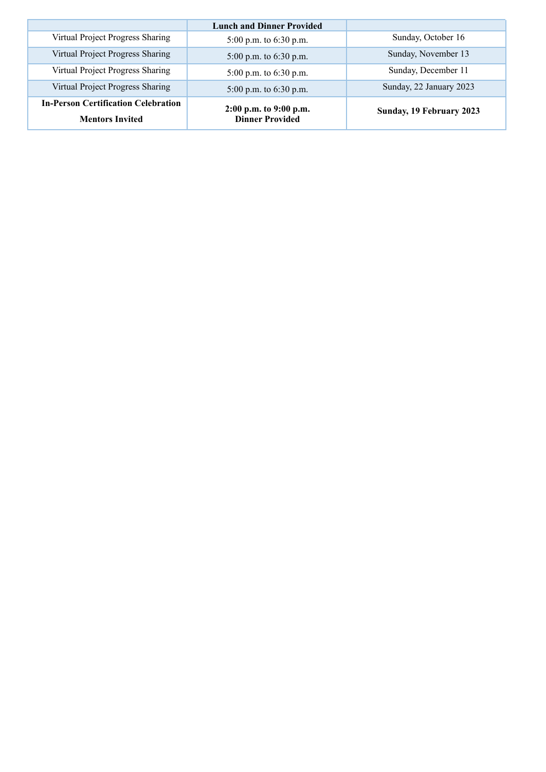| | **Lunch and Dinner Provided** | |
|---|---|---|
| Virtual Project Progress Sharing | 5:00 p.m. to 6:30 p.m. | Sunday, October 16 |
| Virtual Project Progress Sharing | 5:00 p.m. to 6:30 p.m. | Sunday, November 13 |
| Virtual Project Progress Sharing | 5:00 p.m. to 6:30 p.m. | Sunday, December 11 |
| Virtual Project Progress Sharing | 5:00 p.m. to 6:30 p.m. | Sunday, 22 January 2023 |
| **In-Person Certification Celebration Mentors Invited** | **2:00 p.m. to 9:00 p.m. Dinner Provided** | **Sunday, 19 February 2023** |